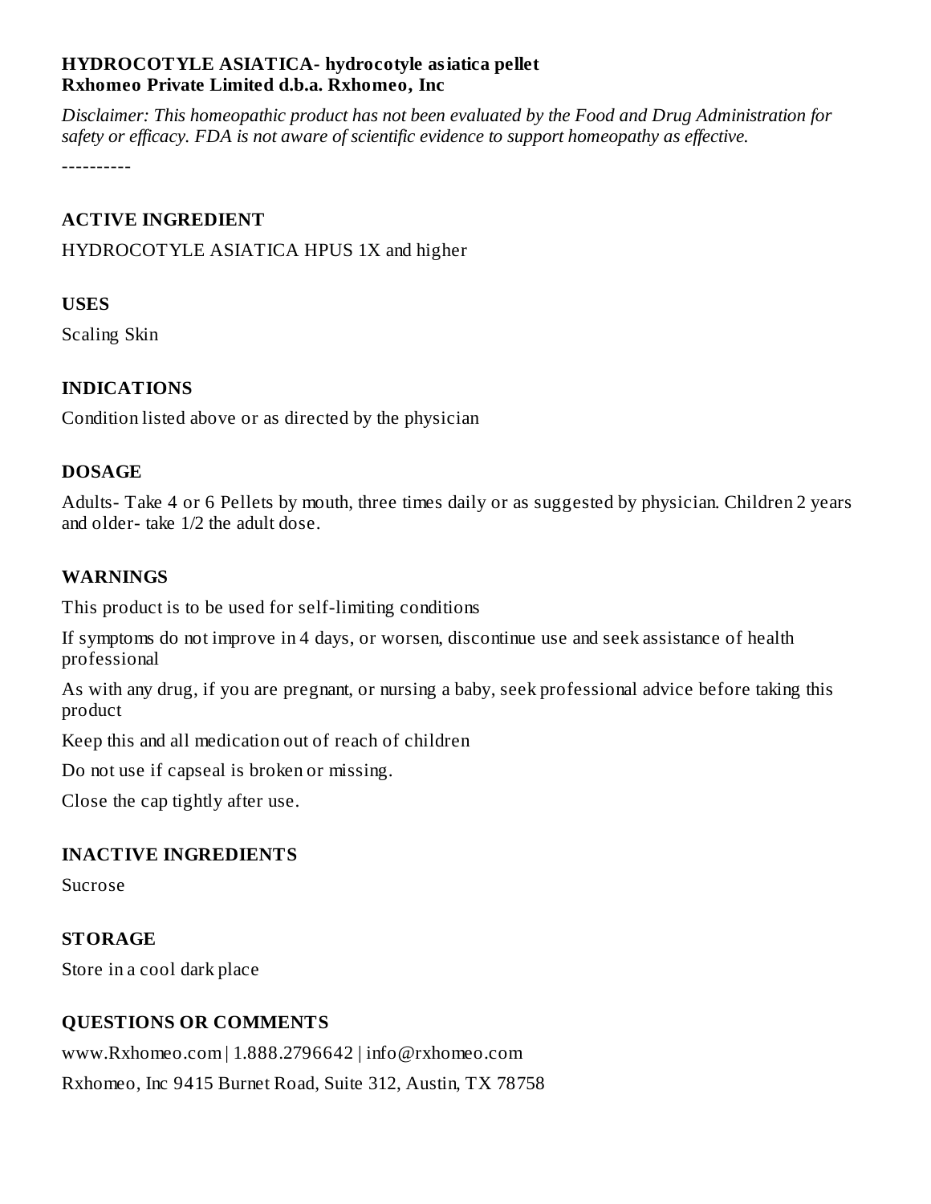**HYDROCOTYLE ASIATICA- hydrocotyle asiatica pellet**
**Rxhomeo Private Limited d.b.a. Rxhomeo, Inc**

*Disclaimer: This homeopathic product has not been evaluated by the Food and Drug Administration for safety or efficacy. FDA is not aware of scientific evidence to support homeopathy as effective.*

----------

## ACTIVE INGREDIENT

HYDROCOTYLE ASIATICA HPUS 1X and higher

## USES

Scaling Skin

## INDICATIONS

Condition listed above or as directed by the physician

## DOSAGE

Adults- Take 4 or 6 Pellets by mouth, three times daily or as suggested by physician. Children 2 years and older- take 1/2 the adult dose.

## WARNINGS

This product is to be used for self-limiting conditions

If symptoms do not improve in 4 days, or worsen, discontinue use and seek assistance of health professional

As with any drug, if you are pregnant, or nursing a baby, seek professional advice before taking this product

Keep this and all medication out of reach of children

Do not use if capseal is broken or missing.

Close the cap tightly after use.

## INACTIVE INGREDIENTS

Sucrose

## STORAGE

Store in a cool dark place

## QUESTIONS OR COMMENTS

www.Rxhomeo.com | 1.888.2796642 | info@rxhomeo.com

Rxhomeo, Inc 9415 Burnet Road, Suite 312, Austin, TX 78758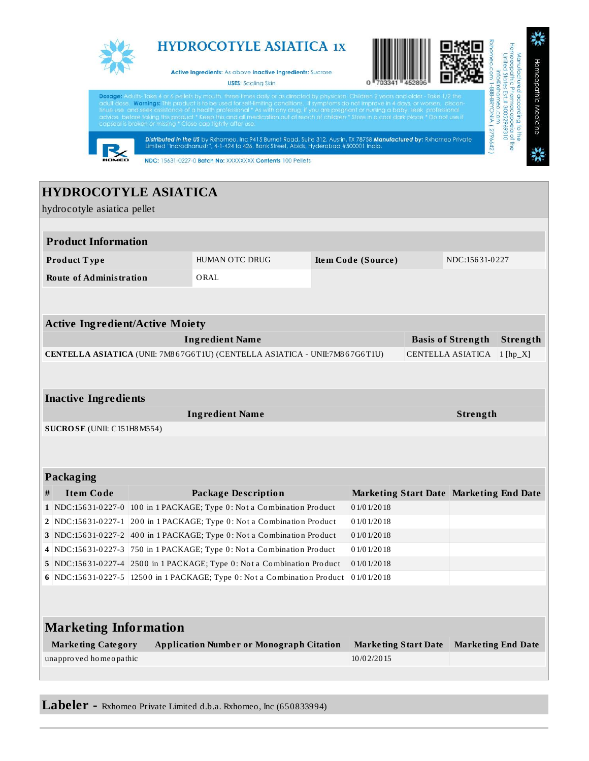HYDROCOTYLE ASIATICA 1x

**Active Ingredients:** As above **Inactive Ingredients:** Sucrose

**USES:** Scaling Skin

**Dosage:** Adults- Take 4 or 6 pellets by mouth, three times daily or as directed by physician. Children 2 years and older - Take 1/2 the adult dose. **Warnings:** This product is to be used for self-limiting conditions. If symptoms do not improve in 4 days, or worsen, discontinue use and seek assistance of a health professional * As with any drug, if you are pregnant or nursing a baby, seek professional advice before taking this product * Keep this and all medication out of reach of children * Store in a cool dark place * Do not use if capseal is broken or missing * Close cap tightly after use.

***Distributed in the US*** by Rxhomeo, Inc 9415 Burnet Road, Suite 312, Austin, TX 78758 ***Manufactured by:*** Rxhomeo Private Limited "Indradhanush", 4-1-424 to 426, Bank Street, Abids, Hyderabad #500001 India.

**NDC:** 15631-0227-0 **Batch No:** XXXXXXXX **Contents** 100 Pellets

Manufactured according to the Homeopathic Pharmacopeia of the United States Est # 3005969310 info@rxhomeo.com Rxhomeo.com 1-888-BRYONIA ( 2796642 )

Homeopathic Medicine

# HYDROCOTYLE ASIATICA

hydrocotyle asiatica pellet

| Product Information | | | |
|---|---|---|---|
| **Product Type** | HUMAN OTC DRUG | **Item Code (Source)** | NDC:15631-0227 |
| **Route of Administration** | ORAL | | |

| Active Ingredient/Active Moiety | | |
|---|---|---|
| **Ingredient Name** | **Basis of Strength** | **Strength** |
| **CENTELLA ASIATICA** (UNII: 7M867G6T1U) (CENTELLA ASIATICA - UNII:7M867G6T1U) | CENTELLA ASIATICA | 1 [hp_X] |

| Inactive Ingredients | |
|---|---|
| **Ingredient Name** | **Strength** |
| **SUCROSE** (UNII: C151H8M554) | |

| Packaging | | | | |
|---|---|---|---|---|
| **#** | **Item Code** | **Package Description** | **Marketing Start Date** | **Marketing End Date** |
| 1 | NDC:15631-0227-0 | 100 in 1 PACKAGE; Type 0: Not a Combination Product | 01/01/2018 | |
| 2 | NDC:15631-0227-1 | 200 in 1 PACKAGE; Type 0: Not a Combination Product | 01/01/2018 | |
| 3 | NDC:15631-0227-2 | 400 in 1 PACKAGE; Type 0: Not a Combination Product | 01/01/2018 | |
| 4 | NDC:15631-0227-3 | 750 in 1 PACKAGE; Type 0: Not a Combination Product | 01/01/2018 | |
| 5 | NDC:15631-0227-4 | 2500 in 1 PACKAGE; Type 0: Not a Combination Product | 01/01/2018 | |
| 6 | NDC:15631-0227-5 | 12500 in 1 PACKAGE; Type 0: Not a Combination Product | 01/01/2018 | |

| Marketing Information | | | |
|---|---|---|---|
| **Marketing Category** | **Application Number or Monograph Citation** | **Marketing Start Date** | **Marketing End Date** |
| unapproved homeopathic | | 10/02/2015 | |

**Labeler -** Rxhomeo Private Limited d.b.a. Rxhomeo, Inc (650833994)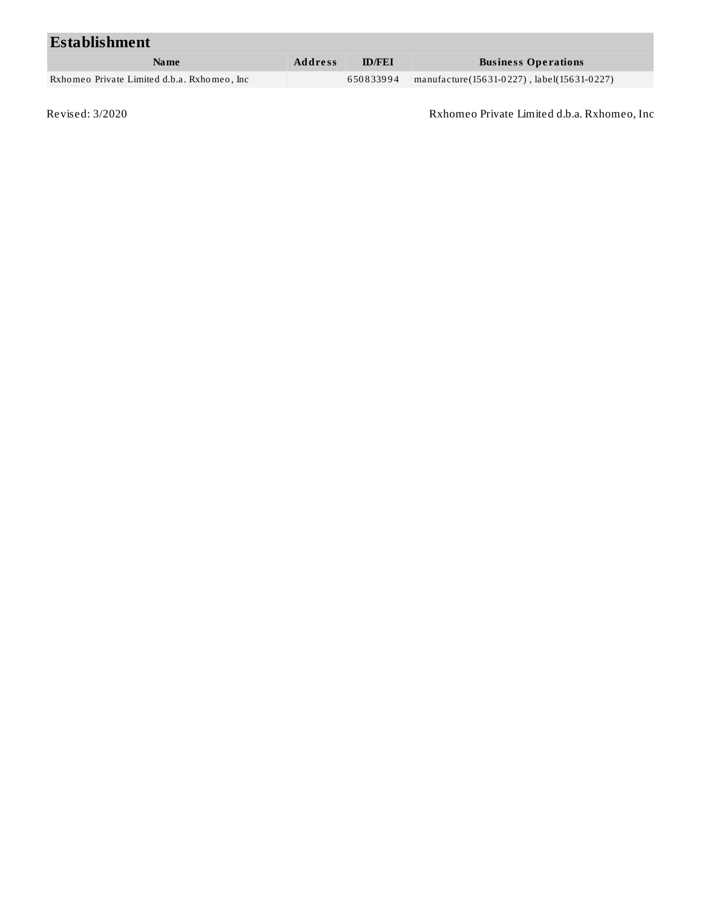## Establishment

| Name | Address | ID/FEI | Business Operations |
| --- | --- | --- | --- |
| Rxhomeo Private Limited d.b.a. Rxhomeo, Inc | | 650833994 | manufacture(15631-0227) , label(15631-0227) |

Revised: 3/2020

Rxhomeo Private Limited d.b.a. Rxhomeo, Inc